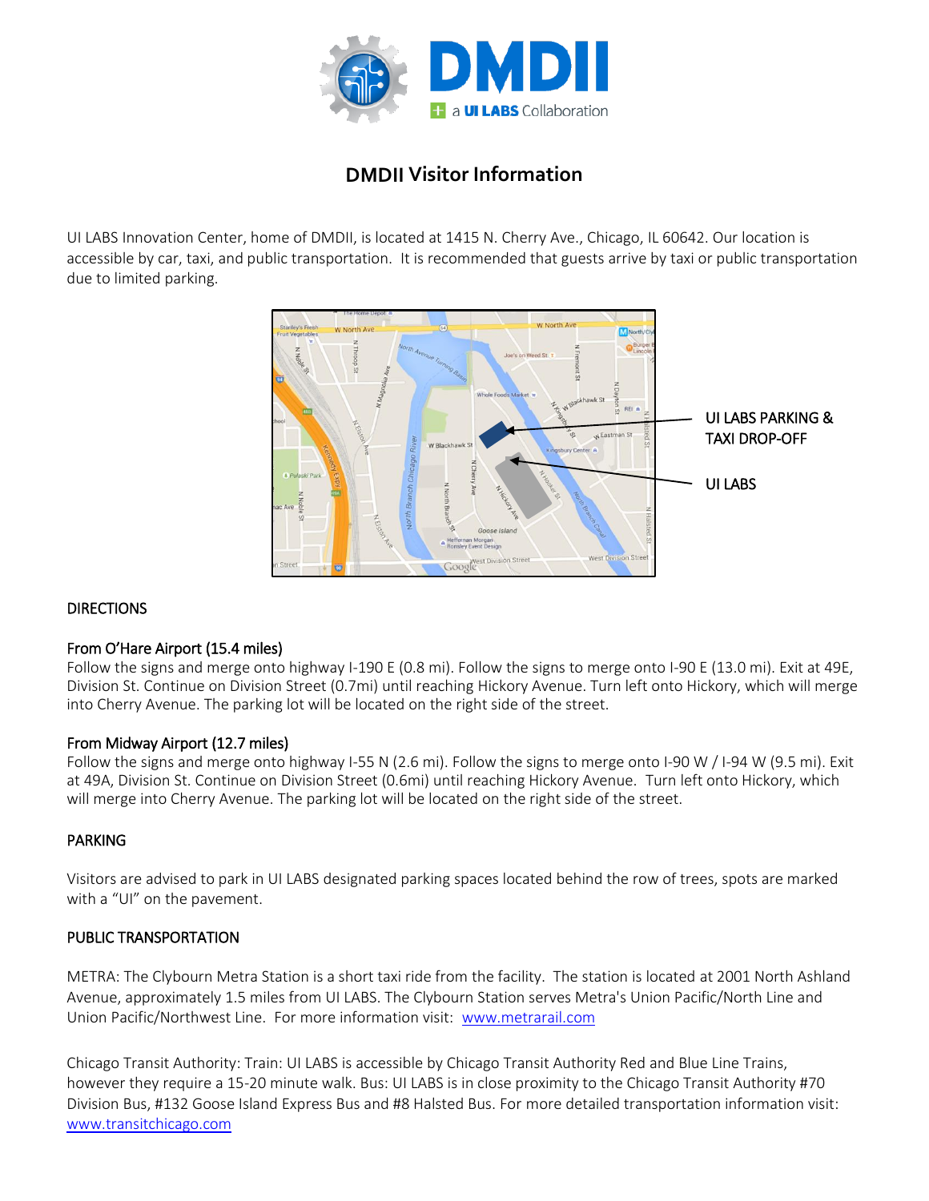# DMDII Visitor Information

UI LABS Innovation Center, home of DMDII, is located at 1415 N. Cherry Ave., Chicago, IL 60642. Our location is accessible by car, taxi, and public transportation. It is recommended that guests arrive by taxi or public transportation due to limited parking.

UI LABS PARKING & TAXI DROP-OFF

UI LABS

## DIRECTIONS

### From O'Hare Airport (15.4 miles)

Follow the signs and merge onto highway I-190 E (0.8 mi). Follow the signs to merge onto I-90 E (13.0 mi). Exit at 49E, Division St. Continue on Division Street (0.7mi) until reaching Hickory Avenue. Turn left onto Hickory, which will merge into Cherry Avenue. The parking lot will be located on the right side of the street.

### From Midway Airport (12.7 miles)

Follow the signs and merge onto highway I-55 N (2.6 mi). Follow the signs to merge onto I-90 W / I-94 W (9.5 mi). Exit at 49A, Division St. Continue on Division Street (0.6mi) until reaching Hickory Avenue. Turn left onto Hickory, which will merge into Cherry Avenue. The parking lot will be located on the right side of the street.

## PARKING

Visitors are advised to park in UI LABS designated parking spaces located behind the row of trees, spots are marked with a "UI" on the pavement.

## PUBLIC TRANSPORTATION

METRA: The Clybourn Metra Station is a short taxi ride from the facility. The station is located at 2001 North Ashland Avenue, approximately 1.5 miles from UI LABS. The Clybourn Station serves Metra's Union Pacific/North Line and Union Pacific/Northwest Line. For more information visit: www.metrarail.com

Chicago Transit Authority: Train: UI LABS is accessible by Chicago Transit Authority Red and Blue Line Trains, however they require a 15-20 minute walk. Bus: UI LABS is in close proximity to the Chicago Transit Authority #70 Division Bus, #132 Goose Island Express Bus and #8 Halsted Bus. For more detailed transportation information visit: www.transitchicago.com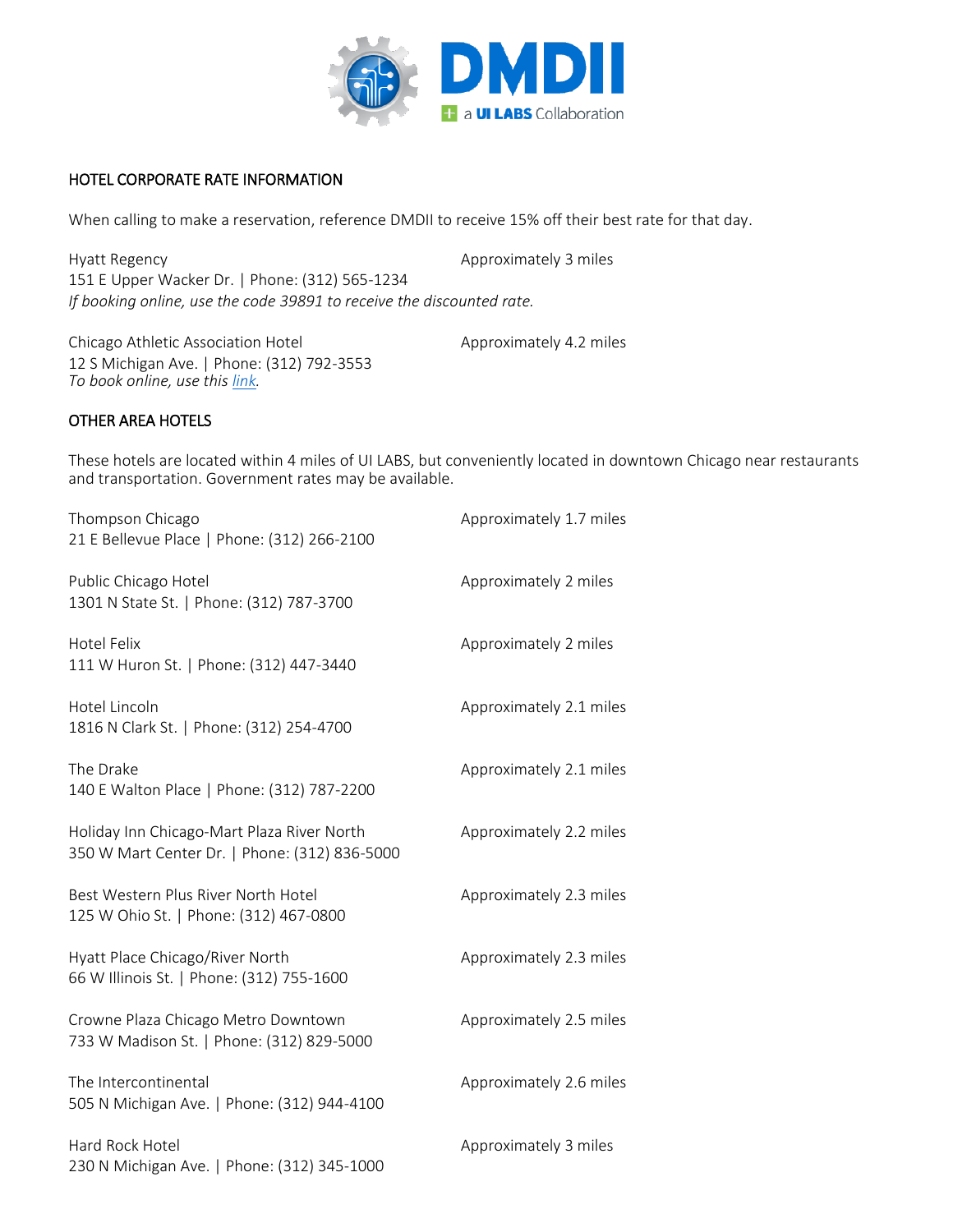## HOTEL CORPORATE RATE INFORMATION

When calling to make a reservation, reference DMDII to receive 15% off their best rate for that day.

Hyatt Regency — Approximately 3 miles
151 E Upper Wacker Dr. | Phone: (312) 565-1234
*If booking online, use the code 39891 to receive the discounted rate.*

Chicago Athletic Association Hotel — Approximately 4.2 miles
12 S Michigan Ave. | Phone: (312) 792-3553
*To book online, use this link.*

## OTHER AREA HOTELS

These hotels are located within 4 miles of UI LABS, but conveniently located in downtown Chicago near restaurants and transportation. Government rates may be available.

Thompson Chicago — Approximately 1.7 miles
21 E Bellevue Place | Phone: (312) 266-2100

Public Chicago Hotel — Approximately 2 miles
1301 N State St. | Phone: (312) 787-3700

Hotel Felix — Approximately 2 miles
111 W Huron St. | Phone: (312) 447-3440

Hotel Lincoln — Approximately 2.1 miles
1816 N Clark St. | Phone: (312) 254-4700

The Drake — Approximately 2.1 miles
140 E Walton Place | Phone: (312) 787-2200

Holiday Inn Chicago-Mart Plaza River North — Approximately 2.2 miles
350 W Mart Center Dr. | Phone: (312) 836-5000

Best Western Plus River North Hotel — Approximately 2.3 miles
125 W Ohio St. | Phone: (312) 467-0800

Hyatt Place Chicago/River North — Approximately 2.3 miles
66 W Illinois St. | Phone: (312) 755-1600

Crowne Plaza Chicago Metro Downtown — Approximately 2.5 miles
733 W Madison St. | Phone: (312) 829-5000

The Intercontinental — Approximately 2.6 miles
505 N Michigan Ave. | Phone: (312) 944-4100

Hard Rock Hotel — Approximately 3 miles
230 N Michigan Ave. | Phone: (312) 345-1000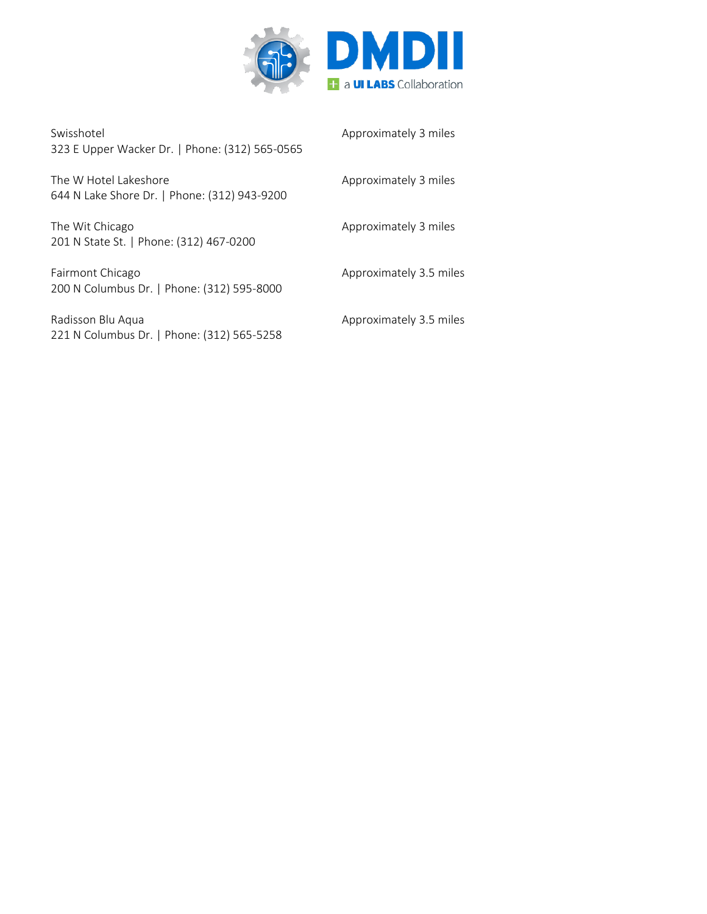Swisshotel
323 E Upper Wacker Dr. | Phone: (312) 565-0565
Approximately 3 miles

The W Hotel Lakeshore
644 N Lake Shore Dr. | Phone: (312) 943-9200
Approximately 3 miles

The Wit Chicago
201 N State St. | Phone: (312) 467-0200
Approximately 3 miles

Fairmont Chicago
200 N Columbus Dr. | Phone: (312) 595-8000
Approximately 3.5 miles

Radisson Blu Aqua
221 N Columbus Dr. | Phone: (312) 565-5258
Approximately 3.5 miles